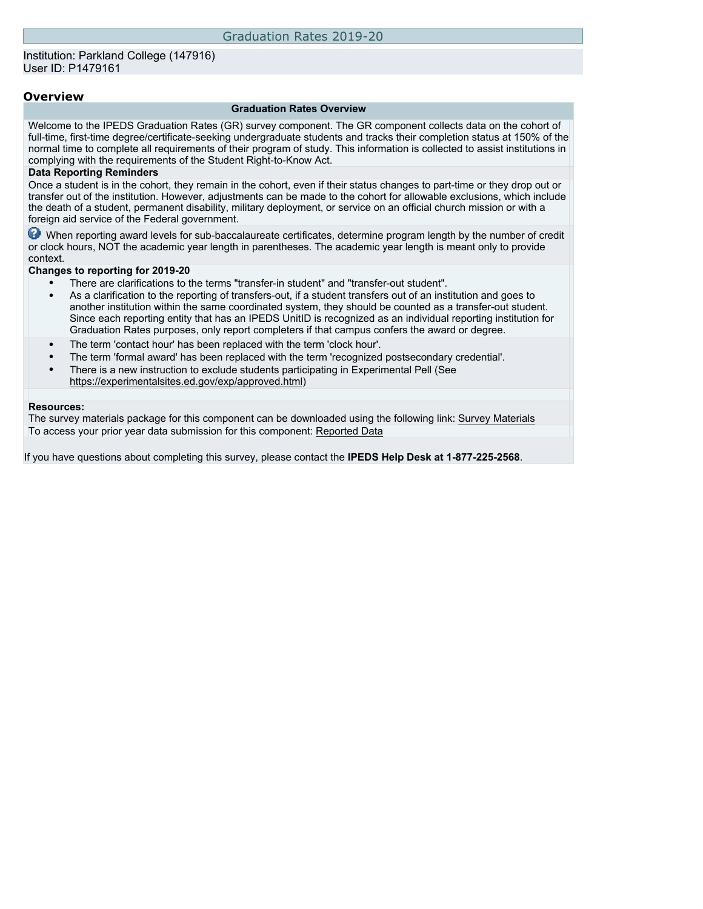# Graduation Rates 2019-20

Institution: Parkland College (147916)
User ID: P1479161

## Overview

### Graduation Rates Overview

Welcome to the IPEDS Graduation Rates (GR) survey component. The GR component collects data on the cohort of full-time, first-time degree/certificate-seeking undergraduate students and tracks their completion status at 150% of the normal time to complete all requirements of their program of study. This information is collected to assist institutions in complying with the requirements of the Student Right-to-Know Act.

**Data Reporting Reminders**

Once a student is in the cohort, they remain in the cohort, even if their status changes to part-time or they drop out or transfer out of the institution. However, adjustments can be made to the cohort for allowable exclusions, which include the death of a student, permanent disability, military deployment, or service on an official church mission or with a foreign aid service of the Federal government.

When reporting award levels for sub-baccalaureate certificates, determine program length by the number of credit or clock hours, NOT the academic year length in parentheses. The academic year length is meant only to provide context.

**Changes to reporting for 2019-20**

- There are clarifications to the terms "transfer-in student" and "transfer-out student".
- As a clarification to the reporting of transfers-out, if a student transfers out of an institution and goes to another institution within the same coordinated system, they should be counted as a transfer-out student. Since each reporting entity that has an IPEDS UnitID is recognized as an individual reporting institution for Graduation Rates purposes, only report completers if that campus confers the award or degree.
- The term 'contact hour' has been replaced with the term 'clock hour'.
- The term 'formal award' has been replaced with the term 'recognized postsecondary credential'.
- There is a new instruction to exclude students participating in Experimental Pell (See https://experimentalsites.ed.gov/exp/approved.html)

**Resources:**

The survey materials package for this component can be downloaded using the following link: Survey Materials

To access your prior year data submission for this component: Reported Data

If you have questions about completing this survey, please contact the **IPEDS Help Desk at 1-877-225-2568**.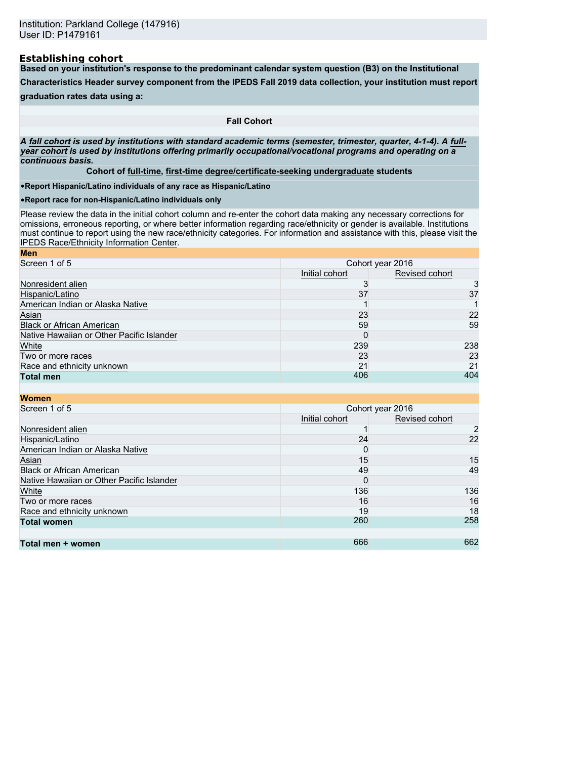Institution: Parkland College (147916)
User ID: P1479161

## Establishing cohort

**Based on your institution's response to the predominant calendar system question (B3) on the Institutional Characteristics Header survey component from the IPEDS Fall 2019 data collection, your institution must report graduation rates data using a:**

**Fall Cohort**

***A fall cohort is used by institutions with standard academic terms (semester, trimester, quarter, 4-1-4). A full-year cohort is used by institutions offering primarily occupational/vocational programs and operating on a continuous basis.***

**Cohort of full-time, first-time degree/certificate-seeking undergraduate students**

- **Report Hispanic/Latino individuals of any race as Hispanic/Latino**
- **Report race for non-Hispanic/Latino individuals only**

Please review the data in the initial cohort column and re-enter the cohort data making any necessary corrections for omissions, erroneous reporting, or where better information regarding race/ethnicity or gender is available. Institutions must continue to report using the new race/ethnicity categories. For information and assistance with this, please visit the IPEDS Race/Ethnicity Information Center.

**Men**

| Screen 1 of 5 | Cohort year 2016 | |
|---|---|---|
| | Initial cohort | Revised cohort |
| Nonresident alien | 3 | 3 |
| Hispanic/Latino | 37 | 37 |
| American Indian or Alaska Native | 1 | 1 |
| Asian | 23 | 22 |
| Black or African American | 59 | 59 |
| Native Hawaiian or Other Pacific Islander | 0 | |
| White | 239 | 238 |
| Two or more races | 23 | 23 |
| Race and ethnicity unknown | 21 | 21 |
| **Total men** | 406 | 404 |

**Women**

| Screen 1 of 5 | Cohort year 2016 | |
|---|---|---|
| | Initial cohort | Revised cohort |
| Nonresident alien | 1 | 2 |
| Hispanic/Latino | 24 | 22 |
| American Indian or Alaska Native | 0 | |
| Asian | 15 | 15 |
| Black or African American | 49 | 49 |
| Native Hawaiian or Other Pacific Islander | 0 | |
| White | 136 | 136 |
| Two or more races | 16 | 16 |
| Race and ethnicity unknown | 19 | 18 |
| **Total women** | 260 | 258 |
| | | |
| **Total men + women** | 666 | 662 |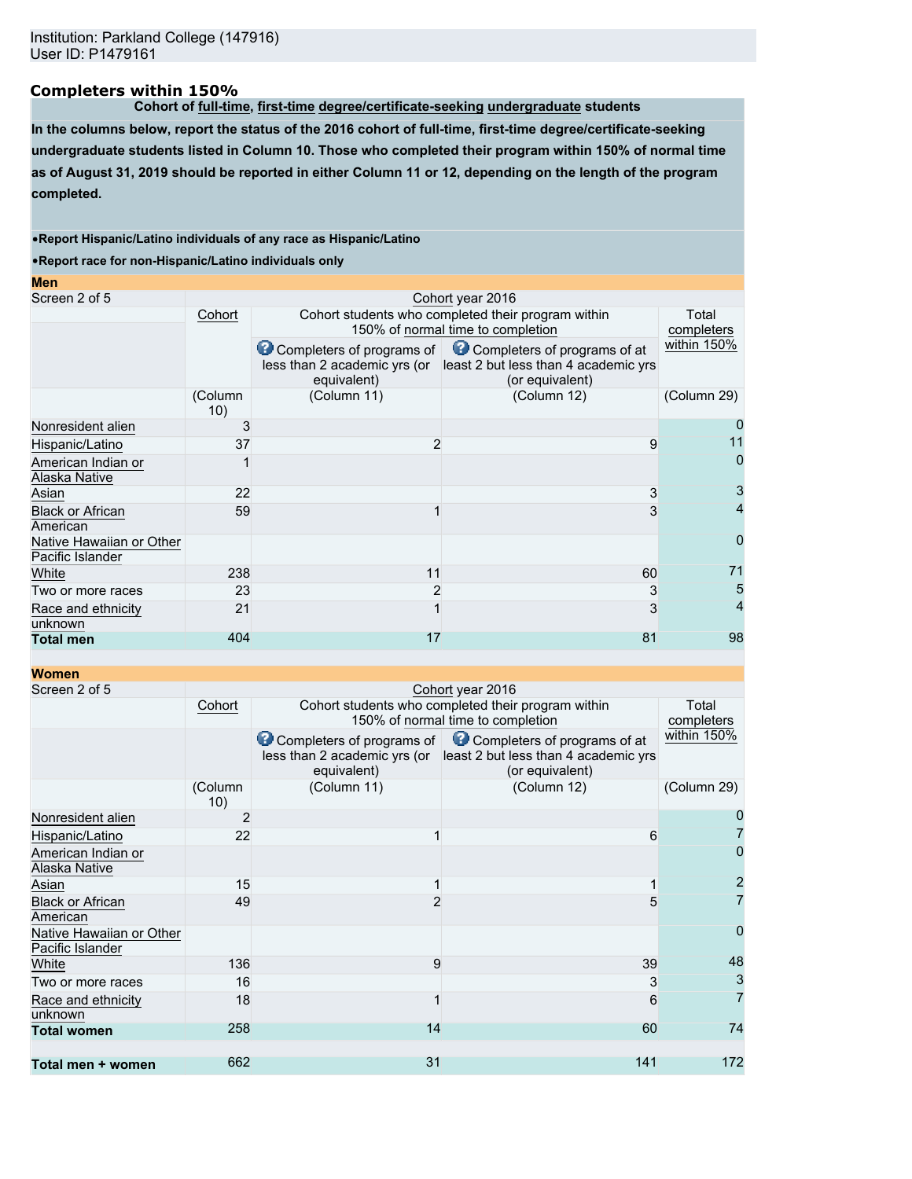Institution: Parkland College (147916)
User ID: P1479161

## Completers within 150%

**Cohort of full-time, first-time degree/certificate-seeking undergraduate students**

**In the columns below, report the status of the 2016 cohort of full-time, first-time degree/certificate-seeking undergraduate students listed in Column 10. Those who completed their program within 150% of normal time as of August 31, 2019 should be reported in either Column 11 or 12, depending on the length of the program completed.**

- **Report Hispanic/Latino individuals of any race as Hispanic/Latino**
- **Report race for non-Hispanic/Latino individuals only**

**Men**

| Screen 2 of 5 | Cohort year 2016 | | | |
|---|---|---|---|---|
| | Cohort | Cohort students who completed their program within 150% of normal time to completion | | Total completers within 150% |
| | | Completers of programs of less than 2 academic yrs (or equivalent) | Completers of programs of at least 2 but less than 4 academic yrs (or equivalent) | |
| | (Column 10) | (Column 11) | (Column 12) | (Column 29) |
| Nonresident alien | 3 | | | 0 |
| Hispanic/Latino | 37 | 2 | 9 | 11 |
| American Indian or Alaska Native | 1 | | | 0 |
| Asian | 22 | | 3 | 3 |
| Black or African American | 59 | 1 | 3 | 4 |
| Native Hawaiian or Other Pacific Islander | | | | 0 |
| White | 238 | 11 | 60 | 71 |
| Two or more races | 23 | 2 | 3 | 5 |
| Race and ethnicity unknown | 21 | 1 | 3 | 4 |
| **Total men** | 404 | 17 | 81 | 98 |

**Women**

| Screen 2 of 5 | Cohort year 2016 | | | |
|---|---|---|---|---|
| | Cohort | Cohort students who completed their program within 150% of normal time to completion | | Total completers within 150% |
| | | Completers of programs of less than 2 academic yrs (or equivalent) | Completers of programs of at least 2 but less than 4 academic yrs (or equivalent) | |
| | (Column 10) | (Column 11) | (Column 12) | (Column 29) |
| Nonresident alien | 2 | | | 0 |
| Hispanic/Latino | 22 | 1 | 6 | 7 |
| American Indian or Alaska Native | | | | 0 |
| Asian | 15 | 1 | 1 | 2 |
| Black or African American | 49 | 2 | 5 | 7 |
| Native Hawaiian or Other Pacific Islander | | | | 0 |
| White | 136 | 9 | 39 | 48 |
| Two or more races | 16 | | 3 | 3 |
| Race and ethnicity unknown | 18 | 1 | 6 | 7 |
| **Total women** | 258 | 14 | 60 | 74 |
| | | | | |
| **Total men + women** | 662 | 31 | 141 | 172 |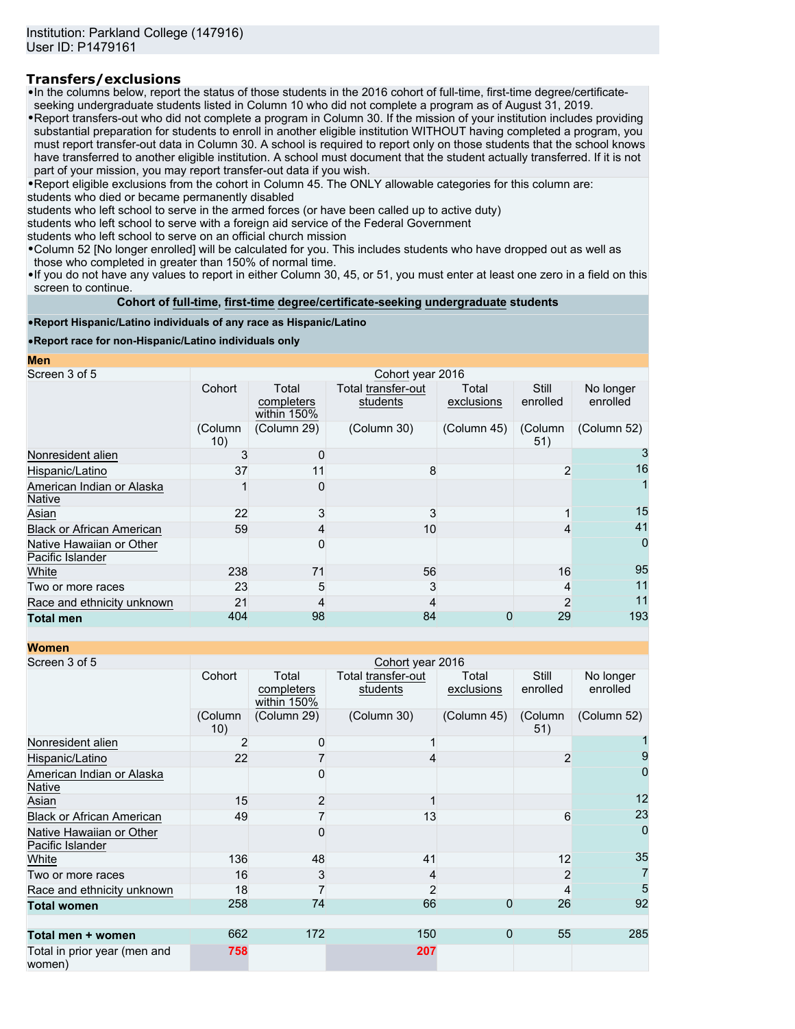Institution: Parkland College (147916)
User ID: P1479161

## Transfers/exclusions

- In the columns below, report the status of those students in the 2016 cohort of full-time, first-time degree/certificate-seeking undergraduate students listed in Column 10 who did not complete a program as of August 31, 2019.
- Report transfers-out who did not complete a program in Column 30. If the mission of your institution includes providing substantial preparation for students to enroll in another eligible institution WITHOUT having completed a program, you must report transfer-out data in Column 30. A school is required to report only on those students that the school knows have transferred to another eligible institution. A school must document that the student actually transferred. If it is not part of your mission, you may report transfer-out data if you wish.
- Report eligible exclusions from the cohort in Column 45. The ONLY allowable categories for this column are:
students who died or became permanently disabled
students who left school to serve in the armed forces (or have been called up to active duty)
students who left school to serve with a foreign aid service of the Federal Government
students who left school to serve on an official church mission
- Column 52 [No longer enrolled] will be calculated for you. This includes students who have dropped out as well as those who completed in greater than 150% of normal time.
- If you do not have any values to report in either Column 30, 45, or 51, you must enter at least one zero in a field on this screen to continue.

**Cohort of full-time, first-time degree/certificate-seeking undergraduate students**

- **Report Hispanic/Latino individuals of any race as Hispanic/Latino**
- **Report race for non-Hispanic/Latino individuals only**

**Men**

| Screen 3 of 5 | Cohort year 2016 | | | | | |
|---|---|---|---|---|---|---|
| | Cohort (Column 10) | Total completers within 150% (Column 29) | Total transfer-out students (Column 30) | Total exclusions (Column 45) | Still enrolled (Column 51) | No longer enrolled (Column 52) |
| Nonresident alien | 3 | 0 | | | | 3 |
| Hispanic/Latino | 37 | 11 | 8 | | 2 | 16 |
| American Indian or Alaska Native | 1 | 0 | | | | 1 |
| Asian | 22 | 3 | 3 | | 1 | 15 |
| Black or African American | 59 | 4 | 10 | | 4 | 41 |
| Native Hawaiian or Other Pacific Islander | | 0 | | | | 0 |
| White | 238 | 71 | 56 | | 16 | 95 |
| Two or more races | 23 | 5 | 3 | | 4 | 11 |
| Race and ethnicity unknown | 21 | 4 | 4 | | 2 | 11 |
| **Total men** | 404 | 98 | 84 | 0 | 29 | 193 |

**Women**

| Screen 3 of 5 | Cohort year 2016 | | | | | |
|---|---|---|---|---|---|---|
| | Cohort (Column 10) | Total completers within 150% (Column 29) | Total transfer-out students (Column 30) | Total exclusions (Column 45) | Still enrolled (Column 51) | No longer enrolled (Column 52) |
| Nonresident alien | 2 | 0 | 1 | | | 1 |
| Hispanic/Latino | 22 | 7 | 4 | | 2 | 9 |
| American Indian or Alaska Native | | 0 | | | | 0 |
| Asian | 15 | 2 | 1 | | | 12 |
| Black or African American | 49 | 7 | 13 | | 6 | 23 |
| Native Hawaiian or Other Pacific Islander | | 0 | | | | 0 |
| White | 136 | 48 | 41 | | 12 | 35 |
| Two or more races | 16 | 3 | 4 | | 2 | 7 |
| Race and ethnicity unknown | 18 | 7 | 2 | | 4 | 5 |
| **Total women** | 258 | 74 | 66 | 0 | 26 | 92 |
| | | | | | | |
| **Total men + women** | 662 | 172 | 150 | 0 | 55 | 285 |
| Total in prior year (men and women) | 758 | | 207 | | | |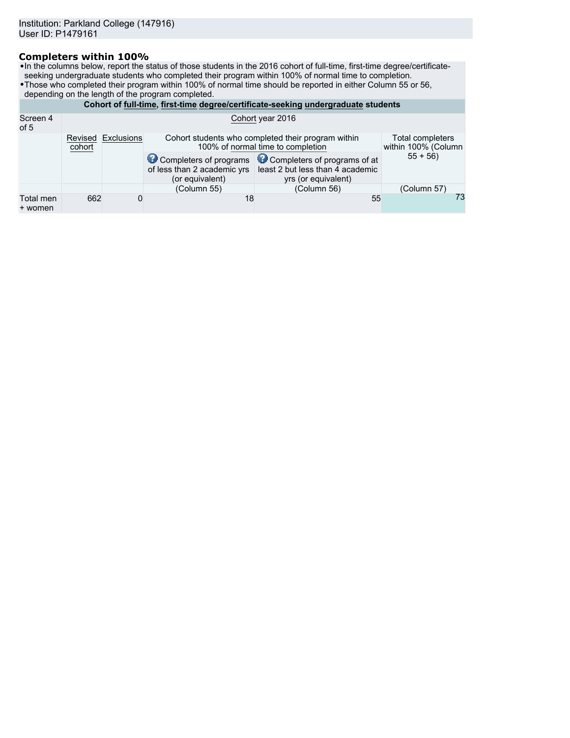Institution: Parkland College (147916)
User ID: P1479161

## Completers within 100%

- In the columns below, report the status of those students in the 2016 cohort of full-time, first-time degree/certificate-seeking undergraduate students who completed their program within 100% of normal time to completion.
- Those who completed their program within 100% of normal time should be reported in either Column 55 or 56, depending on the length of the program completed.

| Cohort of full-time, first-time degree/certificate-seeking undergraduate students | | | | | |
|---|---|---|---|---|---|
| Screen 4 of 5 | Cohort year 2016 | | | | |
| | Revised cohort | Exclusions | Cohort students who completed their program within 100% of normal time to completion | | Total completers within 100% (Column 55 + 56) |
| | | | Completers of programs of less than 2 academic yrs (or equivalent) | Completers of programs of at least 2 but less than 4 academic yrs (or equivalent) | |
| | | | (Column 55) | (Column 56) | (Column 57) |
| Total men + women | 662 | 0 | 18 | 55 | 73 |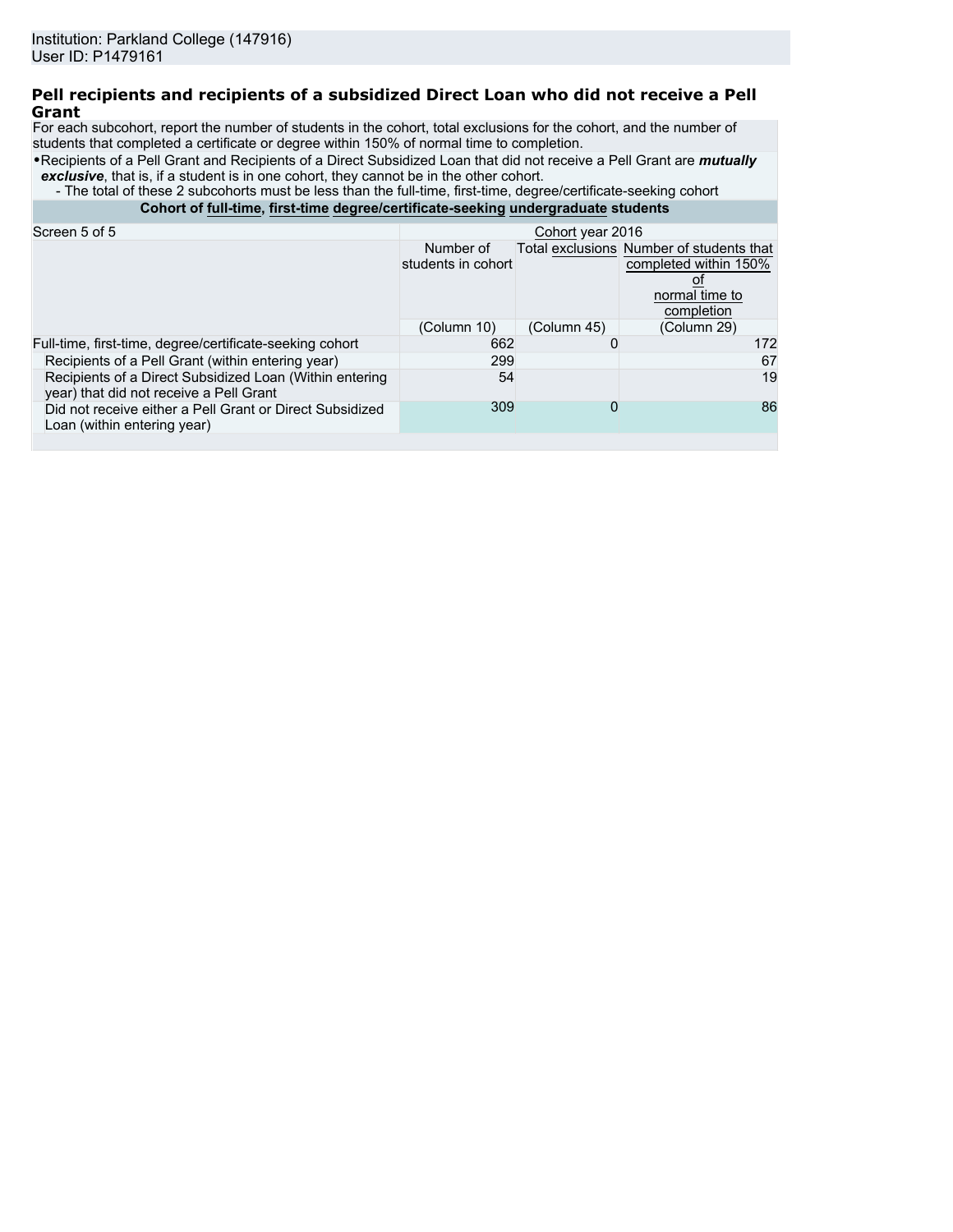Institution: Parkland College (147916)
User ID: P1479161

## Pell recipients and recipients of a subsidized Direct Loan who did not receive a Pell Grant

For each subcohort, report the number of students in the cohort, total exclusions for the cohort, and the number of students that completed a certificate or degree within 150% of normal time to completion.

- Recipients of a Pell Grant and Recipients of a Direct Subsidized Loan that did not receive a Pell Grant are ***mutually exclusive***, that is, if a student is in one cohort, they cannot be in the other cohort.
  - The total of these 2 subcohorts must be less than the full-time, first-time, degree/certificate-seeking cohort

| Cohort of full-time, first-time degree/certificate-seeking undergraduate students | | | |
|---|---|---|---|
| Screen 5 of 5 | Cohort year 2016 | | |
| | Number of students in cohort | Total exclusions | Number of students that completed within 150% of normal time to completion |
| | (Column 10) | (Column 45) | (Column 29) |
| Full-time, first-time, degree/certificate-seeking cohort | 662 | 0 | 172 |
| Recipients of a Pell Grant (within entering year) | 299 | | 67 |
| Recipients of a Direct Subsidized Loan (Within entering year) that did not receive a Pell Grant | 54 | | 19 |
| Did not receive either a Pell Grant or Direct Subsidized Loan (within entering year) | 309 | 0 | 86 |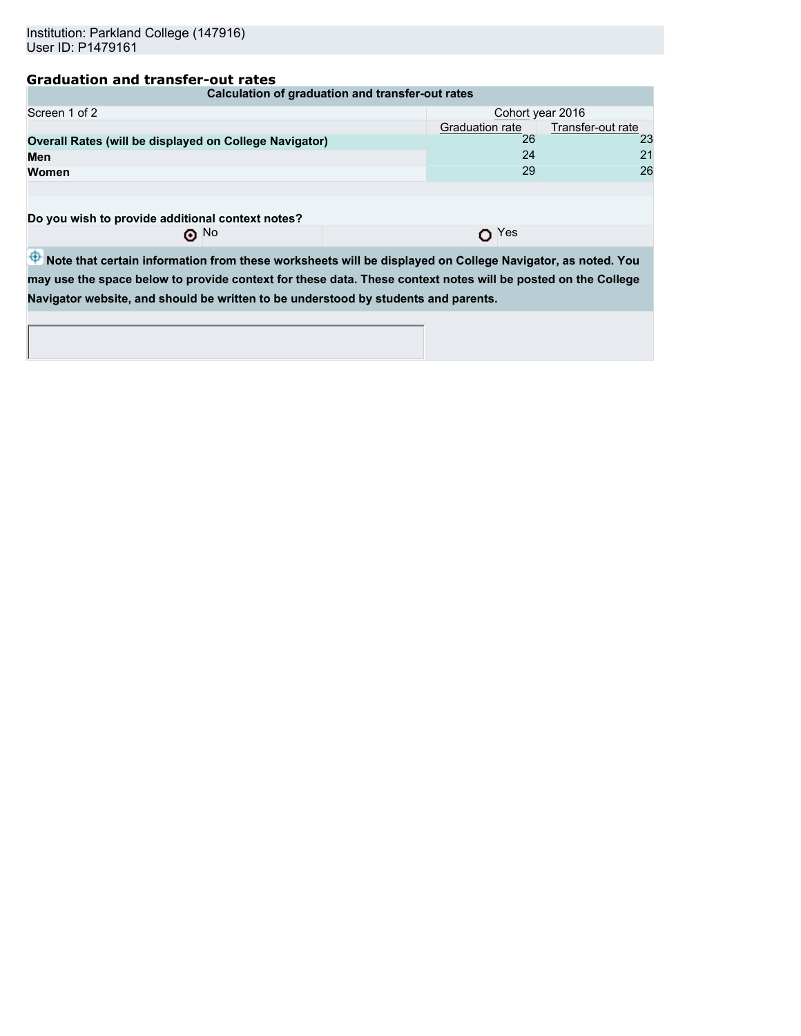Institution: Parkland College (147916)
User ID: P1479161

## Graduation and transfer-out rates

| Calculation of graduation and transfer-out rates | | |
|---|---|---|
| Screen 1 of 2 | Cohort year 2016 | |
| | Graduation rate | Transfer-out rate |
| **Overall Rates (will be displayed on College Navigator)** | 26 | 23 |
| **Men** | 24 | 21 |
| **Women** | 29 | 26 |

**Do you wish to provide additional context notes?**

(selected) No

( ) Yes

**Note that certain information from these worksheets will be displayed on College Navigator, as noted. You may use the space below to provide context for these data. These context notes will be posted on the College Navigator website, and should be written to be understood by students and parents.**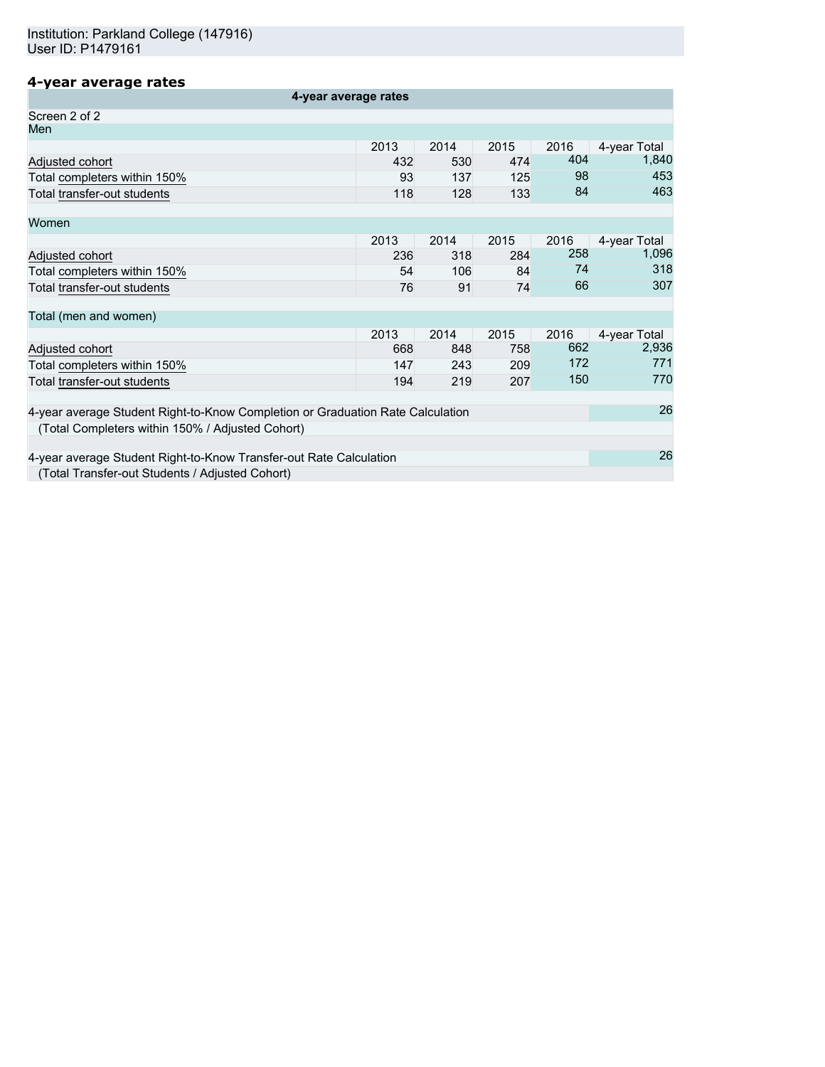Institution: Parkland College (147916)
User ID: P1479161

## 4-year average rates

| 4-year average rates | | | | | |
|---|---|---|---|---|---|
| Screen 2 of 2 | | | | | |
| **Men** | | | | | |
| | 2013 | 2014 | 2015 | 2016 | 4-year Total |
| Adjusted cohort | 432 | 530 | 474 | 404 | 1,840 |
| Total completers within 150% | 93 | 137 | 125 | 98 | 453 |
| Total transfer-out students | 118 | 128 | 133 | 84 | 463 |
| **Women** | | | | | |
| | 2013 | 2014 | 2015 | 2016 | 4-year Total |
| Adjusted cohort | 236 | 318 | 284 | 258 | 1,096 |
| Total completers within 150% | 54 | 106 | 84 | 74 | 318 |
| Total transfer-out students | 76 | 91 | 74 | 66 | 307 |
| **Total (men and women)** | | | | | |
| | 2013 | 2014 | 2015 | 2016 | 4-year Total |
| Adjusted cohort | 668 | 848 | 758 | 662 | 2,936 |
| Total completers within 150% | 147 | 243 | 209 | 172 | 771 |
| Total transfer-out students | 194 | 219 | 207 | 150 | 770 |

| | |
|---|---|
| 4-year average Student Right-to-Know Completion or Graduation Rate Calculation<br>(Total Completers within 150% / Adjusted Cohort) | 26 |
| 4-year average Student Right-to-Know Transfer-out Rate Calculation<br>(Total Transfer-out Students / Adjusted Cohort) | 26 |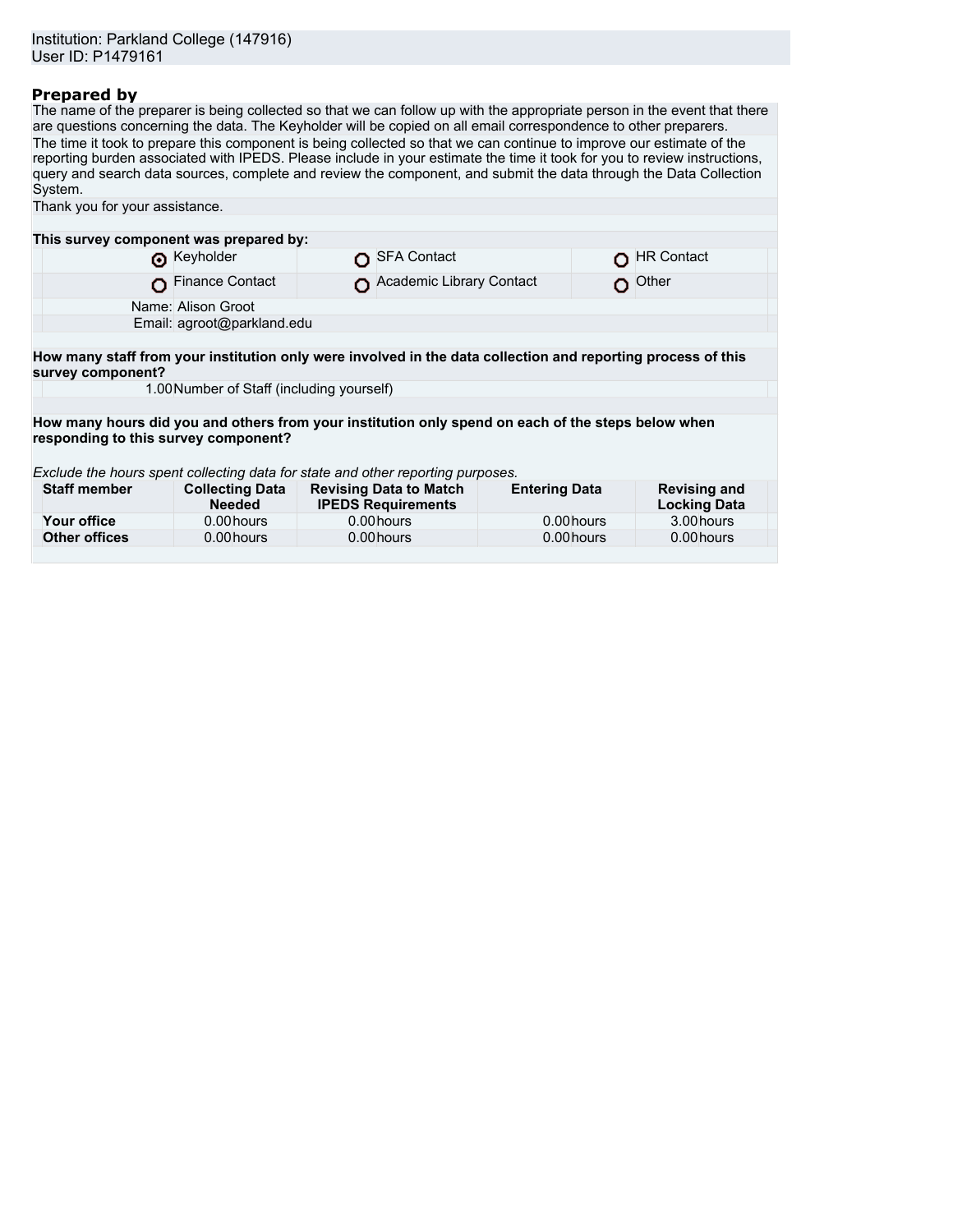Institution: Parkland College (147916)
User ID: P1479161

## Prepared by

The name of the preparer is being collected so that we can follow up with the appropriate person in the event that there are questions concerning the data. The Keyholder will be copied on all email correspondence to other preparers.

The time it took to prepare this component is being collected so that we can continue to improve our estimate of the reporting burden associated with IPEDS. Please include in your estimate the time it took for you to review instructions, query and search data sources, complete and review the component, and submit the data through the Data Collection System.

Thank you for your assistance.

**This survey component was prepared by:**

| | | |
|---|---|---|
| (●) Keyholder | ( ) SFA Contact | ( ) HR Contact |
| ( ) Finance Contact | ( ) Academic Library Contact | ( ) Other |

Name: Alison Groot
Email: agroot@parkland.edu

**How many staff from your institution only were involved in the data collection and reporting process of this survey component?**

1.00 Number of Staff (including yourself)

**How many hours did you and others from your institution only spend on each of the steps below when responding to this survey component?**

*Exclude the hours spent collecting data for state and other reporting purposes.*

| Staff member | Collecting Data Needed | Revising Data to Match IPEDS Requirements | Entering Data | Revising and Locking Data |
|---|---|---|---|---|
| **Your office** | 0.00 hours | 0.00 hours | 0.00 hours | 3.00 hours |
| **Other offices** | 0.00 hours | 0.00 hours | 0.00 hours | 0.00 hours |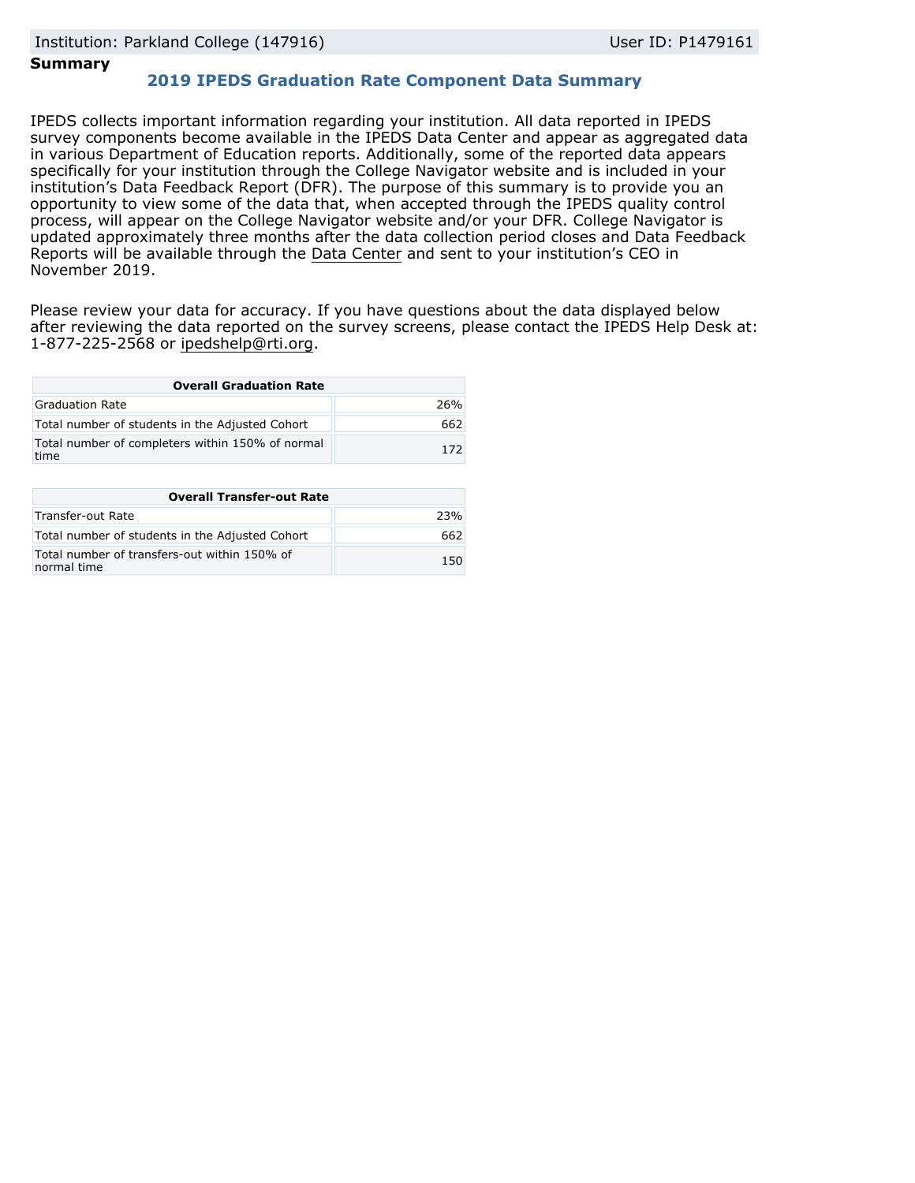Institution: Parkland College (147916) User ID: P1479161

**Summary**

## 2019 IPEDS Graduation Rate Component Data Summary

IPEDS collects important information regarding your institution. All data reported in IPEDS survey components become available in the IPEDS Data Center and appear as aggregated data in various Department of Education reports. Additionally, some of the reported data appears specifically for your institution through the College Navigator website and is included in your institution's Data Feedback Report (DFR). The purpose of this summary is to provide you an opportunity to view some of the data that, when accepted through the IPEDS quality control process, will appear on the College Navigator website and/or your DFR. College Navigator is updated approximately three months after the data collection period closes and Data Feedback Reports will be available through the Data Center and sent to your institution's CEO in November 2019.

Please review your data for accuracy. If you have questions about the data displayed below after reviewing the data reported on the survey screens, please contact the IPEDS Help Desk at: 1-877-225-2568 or ipedshelp@rti.org.

| Overall Graduation Rate | |
|---|---|
| Graduation Rate | 26% |
| Total number of students in the Adjusted Cohort | 662 |
| Total number of completers within 150% of normal time | 172 |

| Overall Transfer-out Rate | |
|---|---|
| Transfer-out Rate | 23% |
| Total number of students in the Adjusted Cohort | 662 |
| Total number of transfers-out within 150% of normal time | 150 |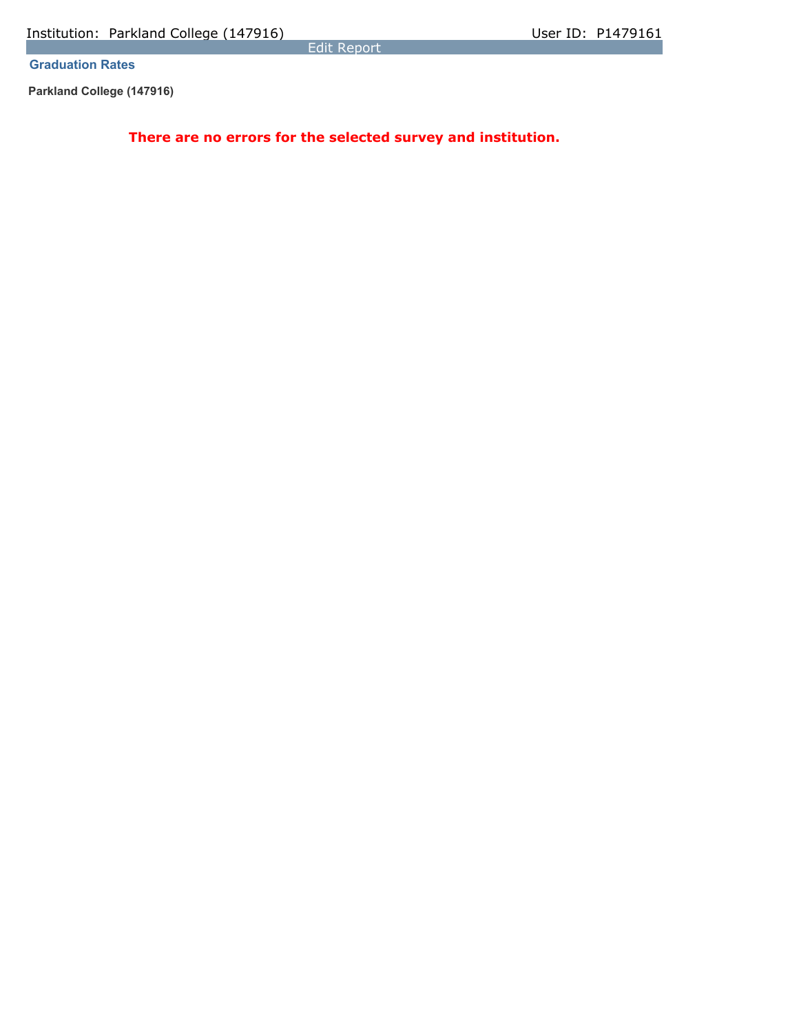Institution: Parkland College (147916) User ID: P1479161

Edit Report

## Graduation Rates

**Parkland College (147916)**

**There are no errors for the selected survey and institution.**